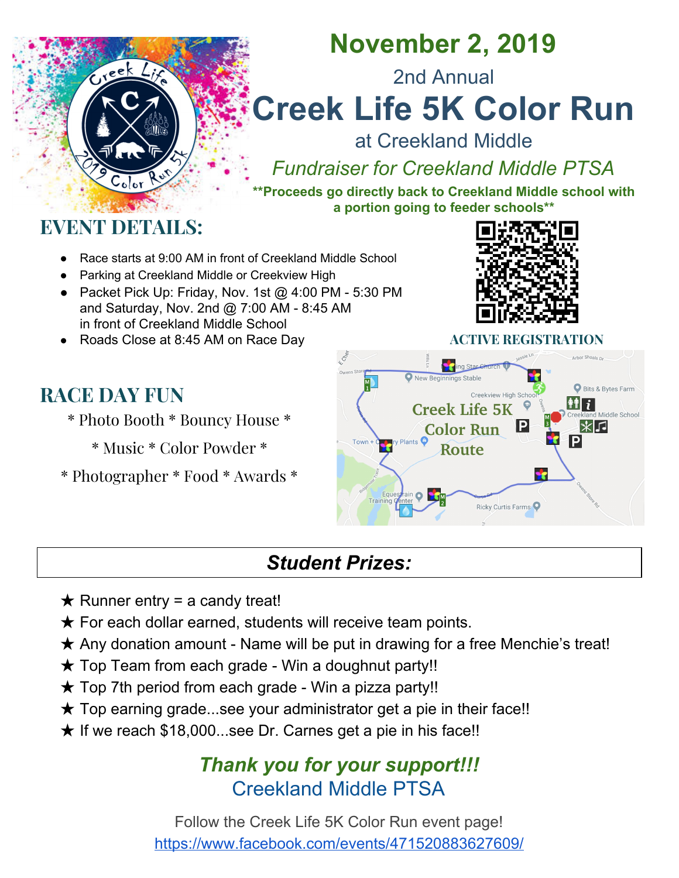# November 2, 2019

2nd Annual

# Creek Life 5K Color Run

at Creekland Middle

*Fundraiser for Creekland Middle PTSA*

**\*\*Proceeds go directly back to Creekland Middle school with a portion going to feeder schools\*\***

## EVENT DETAILS:

- Race starts at 9:00 AM in front of Creekland Middle School
- Parking at Creekland Middle or Creekview High
- Packet Pick Up: Friday, Nov. 1st @ 4:00 PM - 5:30 PM and Saturday, Nov. 2nd @ 7:00 AM - 8:45 AM in front of Creekland Middle School
- Roads Close at 8:45 AM on Race Day

ACTIVE REGISTRATION

## RACE DAY FUN

* Photo Booth * Bouncy House *

* Music * Color Powder *

* Photographer * Food * Awards *

Creek Life 5K Color Run Route

## *Student Prizes:*

★ Runner entry = a candy treat!

★ For each dollar earned, students will receive team points.

★ Any donation amount - Name will be put in drawing for a free Menchie's treat!

★ Top Team from each grade - Win a doughnut party!!

★ Top 7th period from each grade - Win a pizza party!!

★ Top earning grade...see your administrator get a pie in their face!!

★ If we reach $18,000...see Dr. Carnes get a pie in his face!!

***Thank you for your support!!!***

Creekland Middle PTSA

Follow the Creek Life 5K Color Run event page!

https://www.facebook.com/events/471520883627609/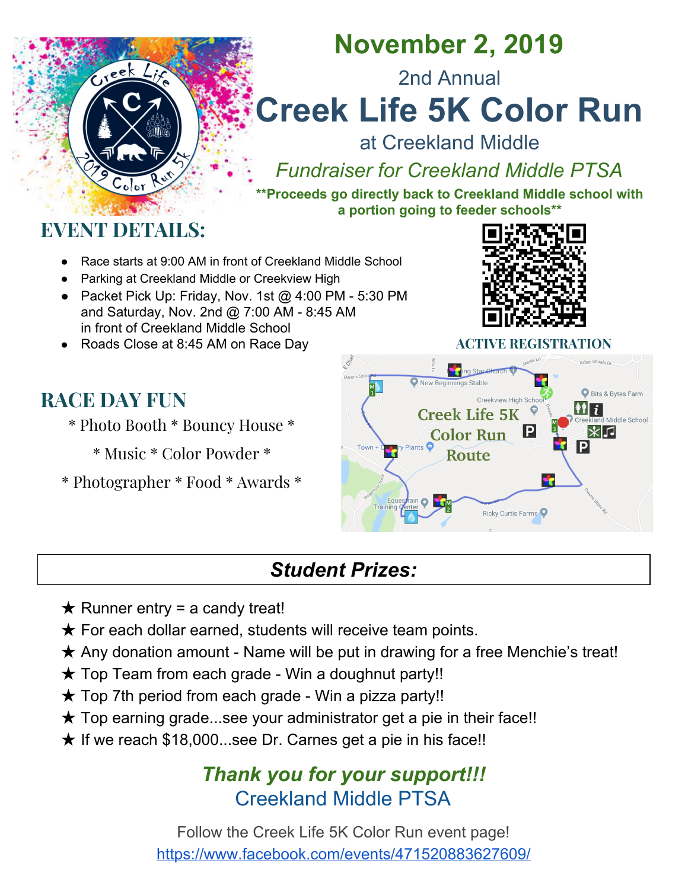# November 2, 2019

2nd Annual

# Creek Life 5K Color Run

at Creekland Middle

*Fundraiser for Creekland Middle PTSA*

**\*\*Proceeds go directly back to Creekland Middle school with a portion going to feeder schools\*\***

## EVENT DETAILS:

- Race starts at 9:00 AM in front of Creekland Middle School
- Parking at Creekland Middle or Creekview High
- Packet Pick Up: Friday, Nov. 1st @ 4:00 PM - 5:30 PM and Saturday, Nov. 2nd @ 7:00 AM - 8:45 AM in front of Creekland Middle School
- Roads Close at 8:45 AM on Race Day

ACTIVE REGISTRATION

Creek Life 5K Color Run Route

## RACE DAY FUN

* Photo Booth * Bouncy House *

* Music * Color Powder *

* Photographer * Food * Awards *

## *Student Prizes:*

★ Runner entry = a candy treat!

★ For each dollar earned, students will receive team points.

★ Any donation amount - Name will be put in drawing for a free Menchie's treat!

★ Top Team from each grade - Win a doughnut party!!

★ Top 7th period from each grade - Win a pizza party!!

★ Top earning grade...see your administrator get a pie in their face!!

★ If we reach $18,000...see Dr. Carnes get a pie in his face!!

***Thank you for your support!!!***

Creekland Middle PTSA

Follow the Creek Life 5K Color Run event page!

https://www.facebook.com/events/471520883627609/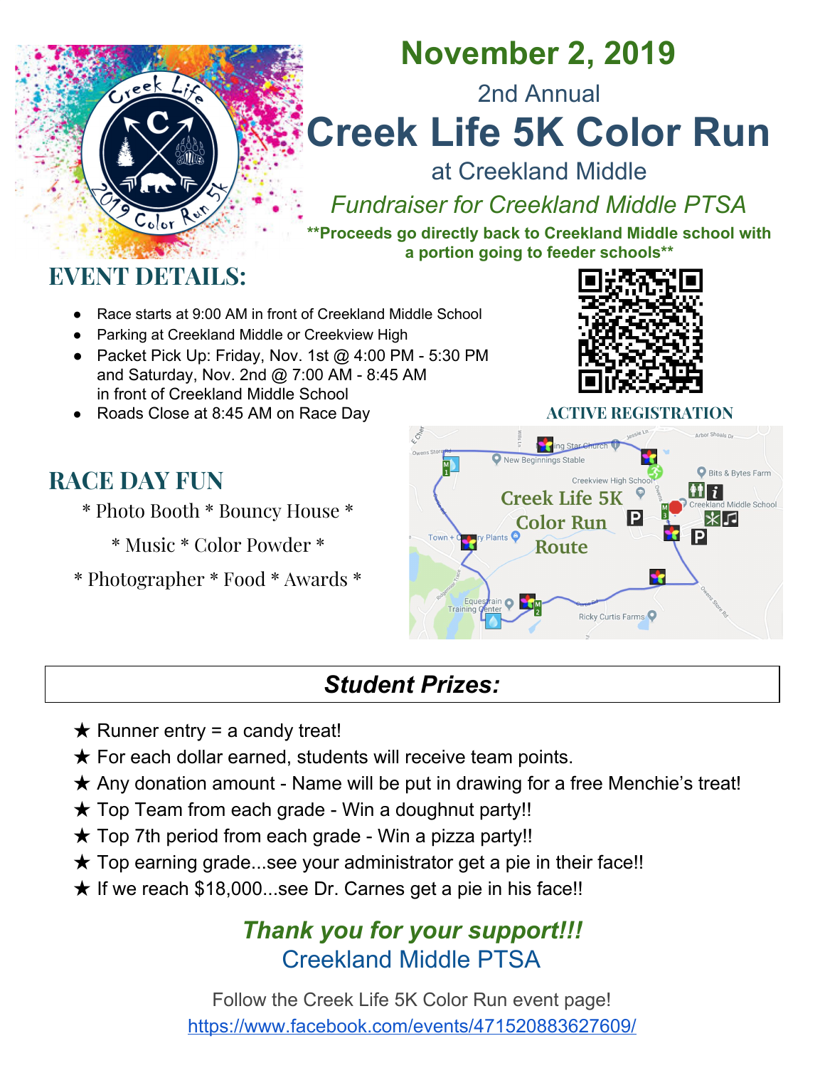# November 2, 2019

## 2nd Annual

# Creek Life 5K Color Run

## at Creekland Middle

*Fundraiser for Creekland Middle PTSA*

**\*\*Proceeds go directly back to Creekland Middle school with a portion going to feeder schools\*\***

## EVENT DETAILS:

- Race starts at 9:00 AM in front of Creekland Middle School
- Parking at Creekland Middle or Creekview High
- Packet Pick Up: Friday, Nov. 1st @ 4:00 PM - 5:30 PM and Saturday, Nov. 2nd @ 7:00 AM - 8:45 AM in front of Creekland Middle School
- Roads Close at 8:45 AM on Race Day

ACTIVE REGISTRATION

## RACE DAY FUN

\* Photo Booth \* Bouncy House \*

\* Music \* Color Powder \*

\* Photographer \* Food \* Awards \*

Creek Life 5K Color Run Route

## *Student Prizes:*

★ Runner entry = a candy treat!

★ For each dollar earned, students will receive team points.

★ Any donation amount - Name will be put in drawing for a free Menchie's treat!

★ Top Team from each grade - Win a doughnut party!!

★ Top 7th period from each grade - Win a pizza party!!

★ Top earning grade...see your administrator get a pie in their face!!

★ If we reach $18,000...see Dr. Carnes get a pie in his face!!

***Thank you for your support!!!***

Creekland Middle PTSA

Follow the Creek Life 5K Color Run event page!

https://www.facebook.com/events/471520883627609/